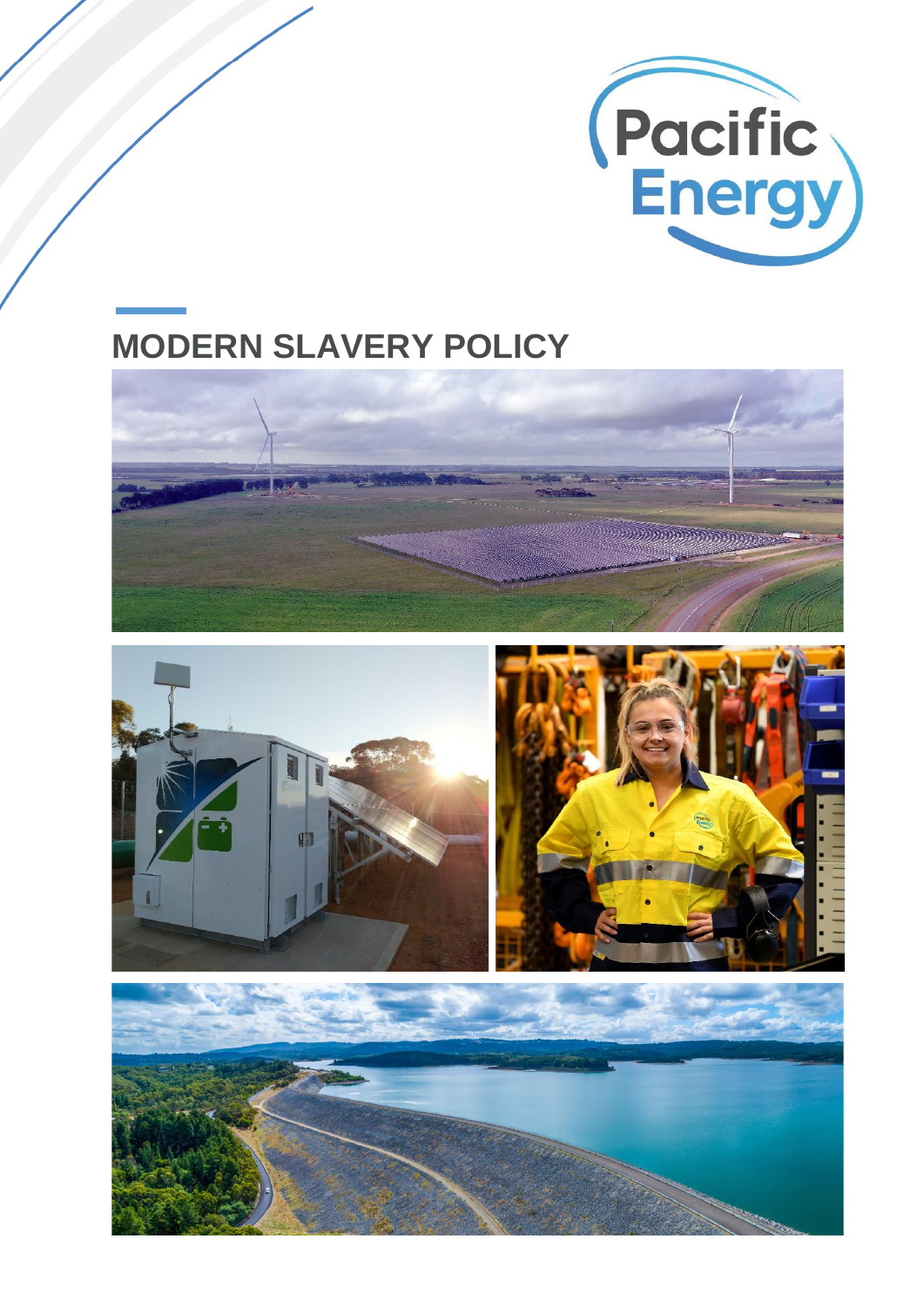Pacific Energy

# MODERN SLAVERY POLICY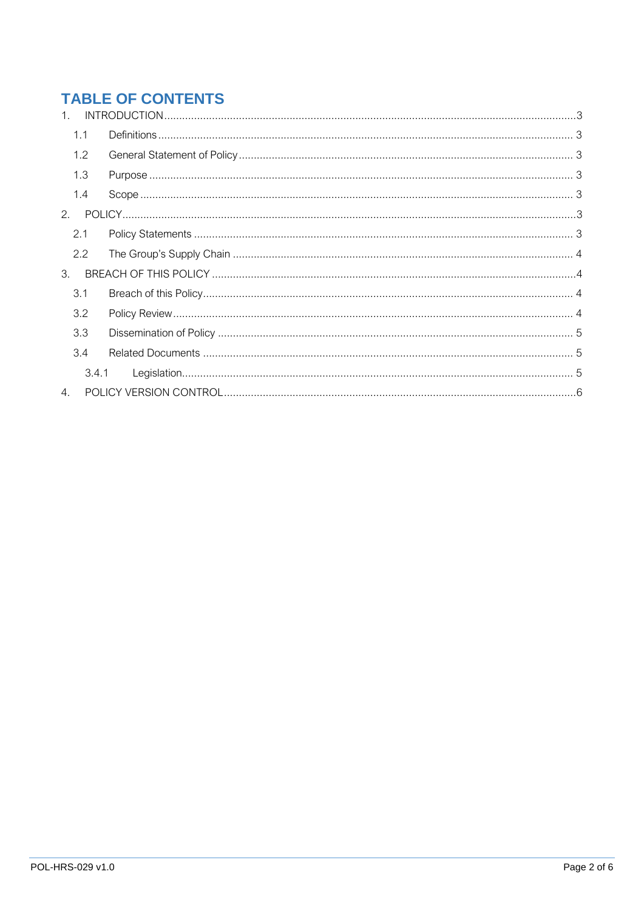# TABLE OF CONTENTS

1. INTRODUCTION.......3
   - 1.1 Definitions.......3
   - 1.2 General Statement of Policy.......3
   - 1.3 Purpose.......3
   - 1.4 Scope.......3
2. POLICY.......3
   - 2.1 Policy Statements.......3
   - 2.2 The Group's Supply Chain.......4
3. BREACH OF THIS POLICY.......4
   - 3.1 Breach of this Policy.......4
   - 3.2 Policy Review.......4
   - 3.3 Dissemination of Policy.......5
   - 3.4 Related Documents.......5
     - 3.4.1 Legislation.......5
4. POLICY VERSION CONTROL.......6

POL-HRS-029 v1.0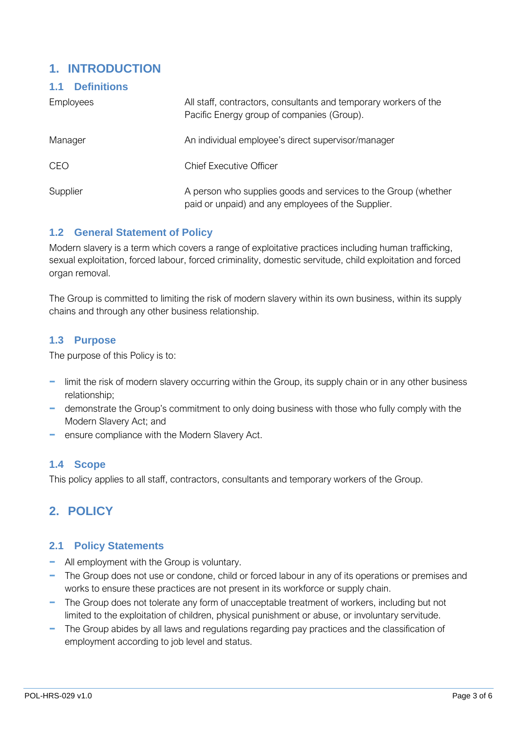# 1. INTRODUCTION

## 1.1 Definitions

| | |
|---|---|
| Employees | All staff, contractors, consultants and temporary workers of the Pacific Energy group of companies (Group). |
| Manager | An individual employee's direct supervisor/manager |
| CEO | Chief Executive Officer |
| Supplier | A person who supplies goods and services to the Group (whether paid or unpaid) and any employees of the Supplier. |

## 1.2 General Statement of Policy

Modern slavery is a term which covers a range of exploitative practices including human trafficking, sexual exploitation, forced labour, forced criminality, domestic servitude, child exploitation and forced organ removal.

The Group is committed to limiting the risk of modern slavery within its own business, within its supply chains and through any other business relationship.

## 1.3 Purpose

The purpose of this Policy is to:

- limit the risk of modern slavery occurring within the Group, its supply chain or in any other business relationship;
- demonstrate the Group's commitment to only doing business with those who fully comply with the Modern Slavery Act; and
- ensure compliance with the Modern Slavery Act.

## 1.4 Scope

This policy applies to all staff, contractors, consultants and temporary workers of the Group.

# 2. POLICY

## 2.1 Policy Statements

- All employment with the Group is voluntary.
- The Group does not use or condone, child or forced labour in any of its operations or premises and works to ensure these practices are not present in its workforce or supply chain.
- The Group does not tolerate any form of unacceptable treatment of workers, including but not limited to the exploitation of children, physical punishment or abuse, or involuntary servitude.
- The Group abides by all laws and regulations regarding pay practices and the classification of employment according to job level and status.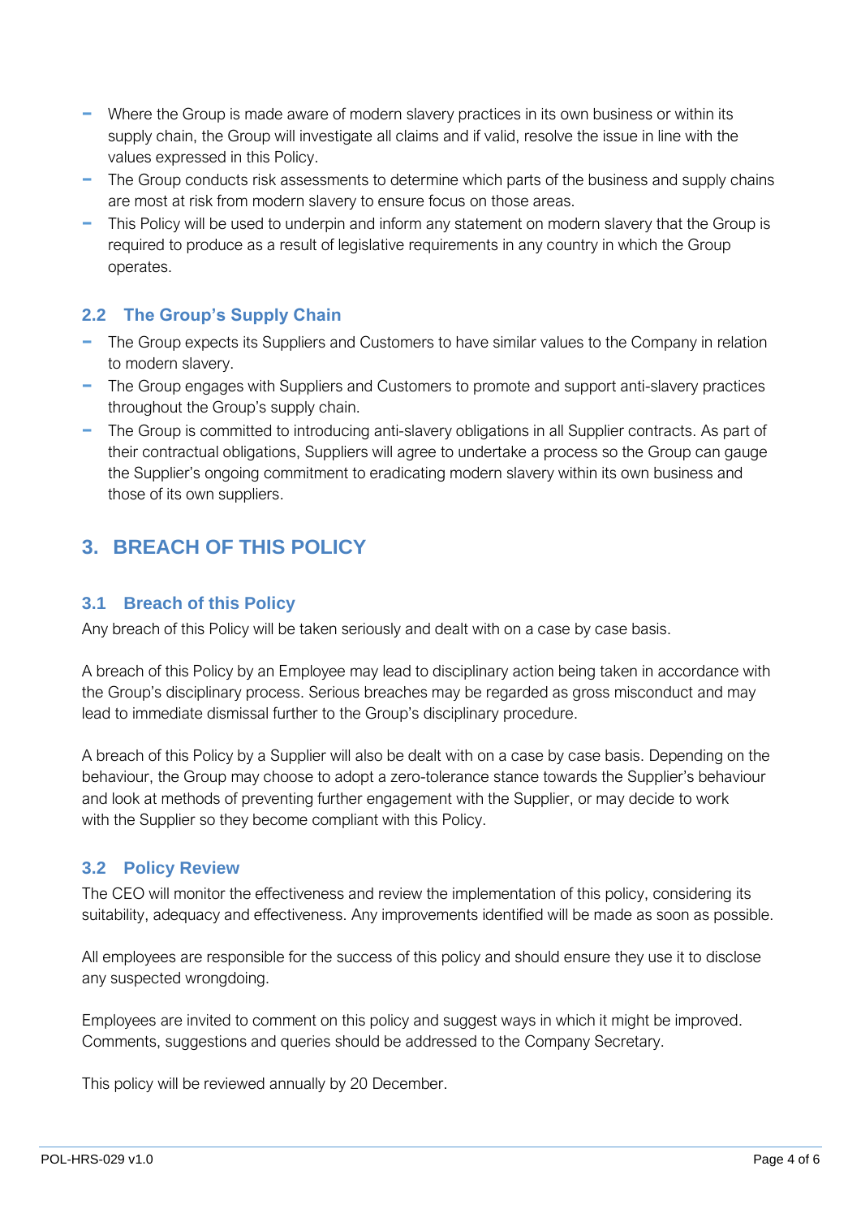- Where the Group is made aware of modern slavery practices in its own business or within its supply chain, the Group will investigate all claims and if valid, resolve the issue in line with the values expressed in this Policy.
- The Group conducts risk assessments to determine which parts of the business and supply chains are most at risk from modern slavery to ensure focus on those areas.
- This Policy will be used to underpin and inform any statement on modern slavery that the Group is required to produce as a result of legislative requirements in any country in which the Group operates.

### 2.2 The Group's Supply Chain

- The Group expects its Suppliers and Customers to have similar values to the Company in relation to modern slavery.
- The Group engages with Suppliers and Customers to promote and support anti-slavery practices throughout the Group's supply chain.
- The Group is committed to introducing anti-slavery obligations in all Supplier contracts. As part of their contractual obligations, Suppliers will agree to undertake a process so the Group can gauge the Supplier's ongoing commitment to eradicating modern slavery within its own business and those of its own suppliers.

## 3. BREACH OF THIS POLICY

### 3.1 Breach of this Policy

Any breach of this Policy will be taken seriously and dealt with on a case by case basis.

A breach of this Policy by an Employee may lead to disciplinary action being taken in accordance with the Group's disciplinary process. Serious breaches may be regarded as gross misconduct and may lead to immediate dismissal further to the Group's disciplinary procedure.

A breach of this Policy by a Supplier will also be dealt with on a case by case basis. Depending on the behaviour, the Group may choose to adopt a zero-tolerance stance towards the Supplier's behaviour and look at methods of preventing further engagement with the Supplier, or may decide to work with the Supplier so they become compliant with this Policy.

### 3.2 Policy Review

The CEO will monitor the effectiveness and review the implementation of this policy, considering its suitability, adequacy and effectiveness. Any improvements identified will be made as soon as possible.

All employees are responsible for the success of this policy and should ensure they use it to disclose any suspected wrongdoing.

Employees are invited to comment on this policy and suggest ways in which it might be improved. Comments, suggestions and queries should be addressed to the Company Secretary.

This policy will be reviewed annually by 20 December.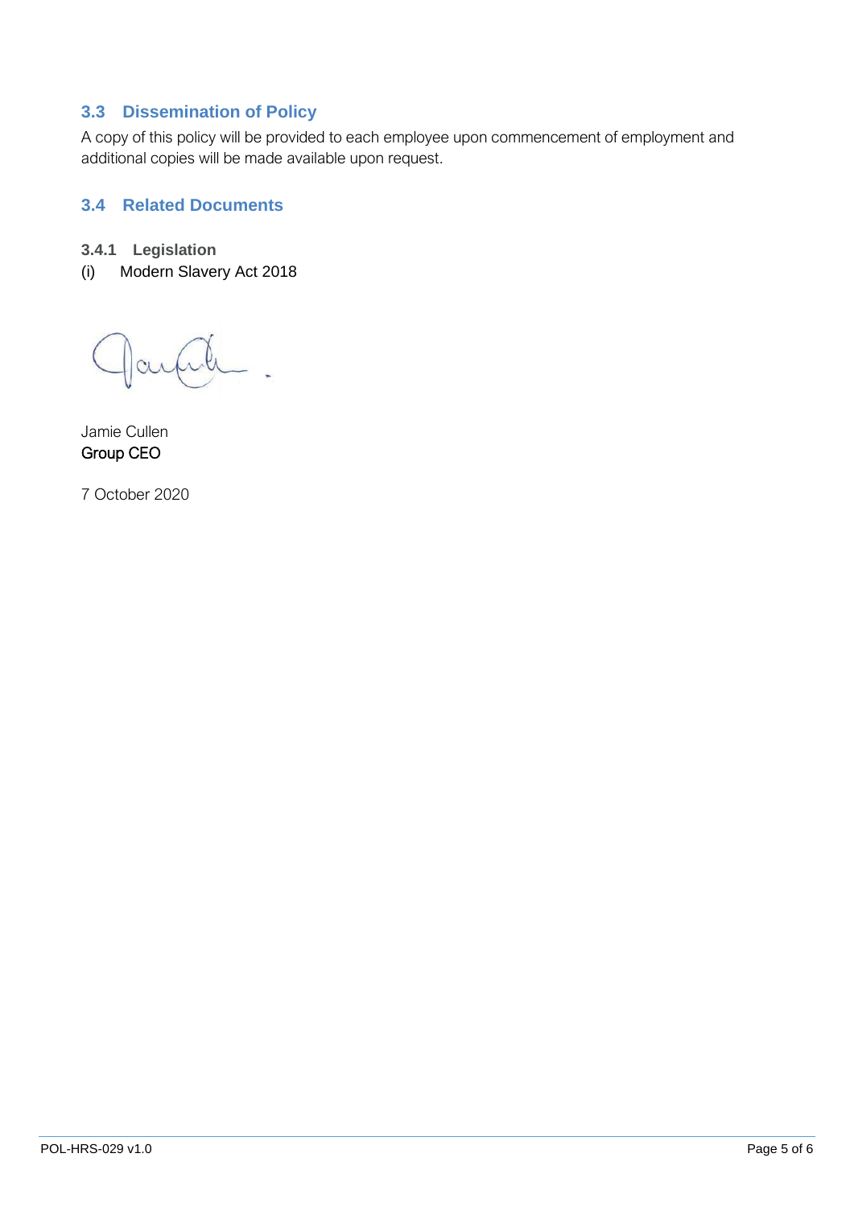### 3.3 Dissemination of Policy

A copy of this policy will be provided to each employee upon commencement of employment and additional copies will be made available upon request.

### 3.4 Related Documents

#### 3.4.1 Legislation

(i) Modern Slavery Act 2018

Jamie Cullen
Group CEO

7 October 2020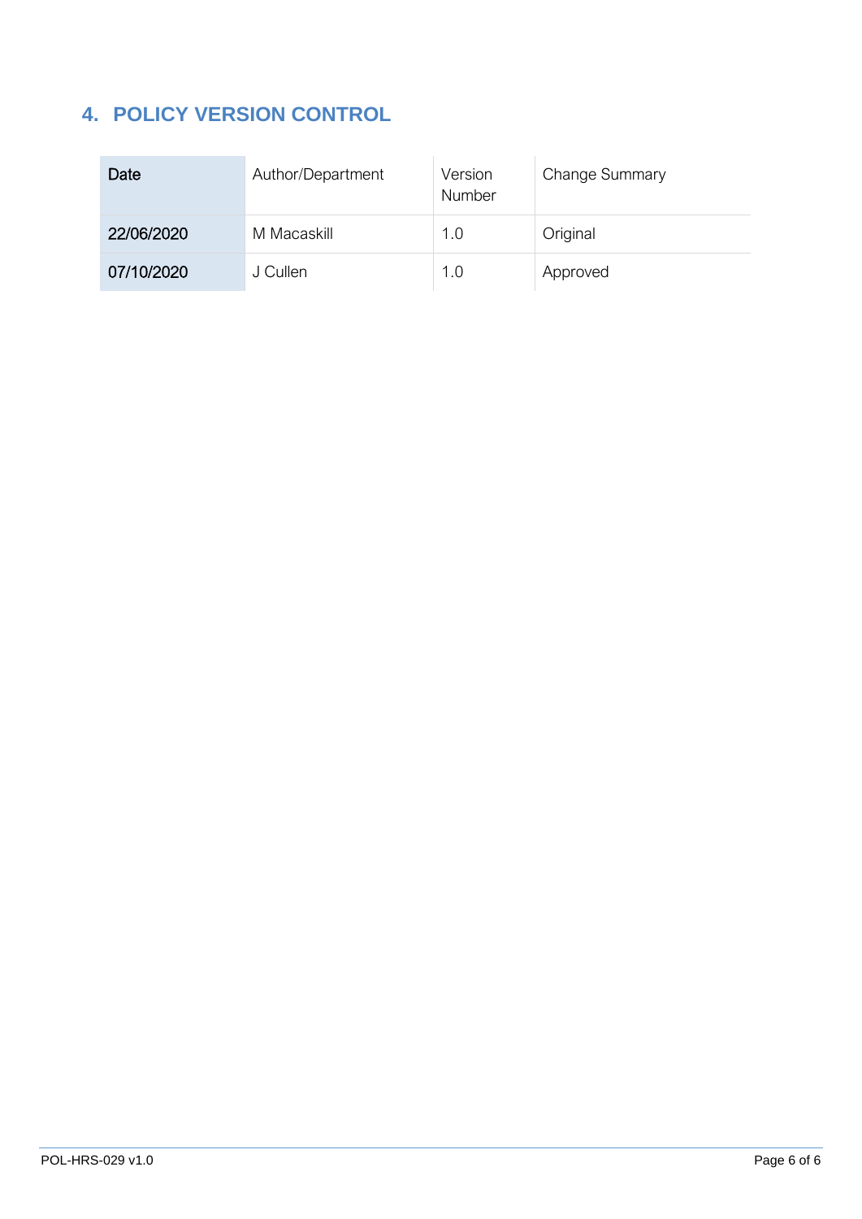## 4. POLICY VERSION CONTROL

| Date | Author/Department | Version Number | Change Summary |
|---|---|---|---|
| 22/06/2020 | M Macaskill | 1.0 | Original |
| 07/10/2020 | J Cullen | 1.0 | Approved |